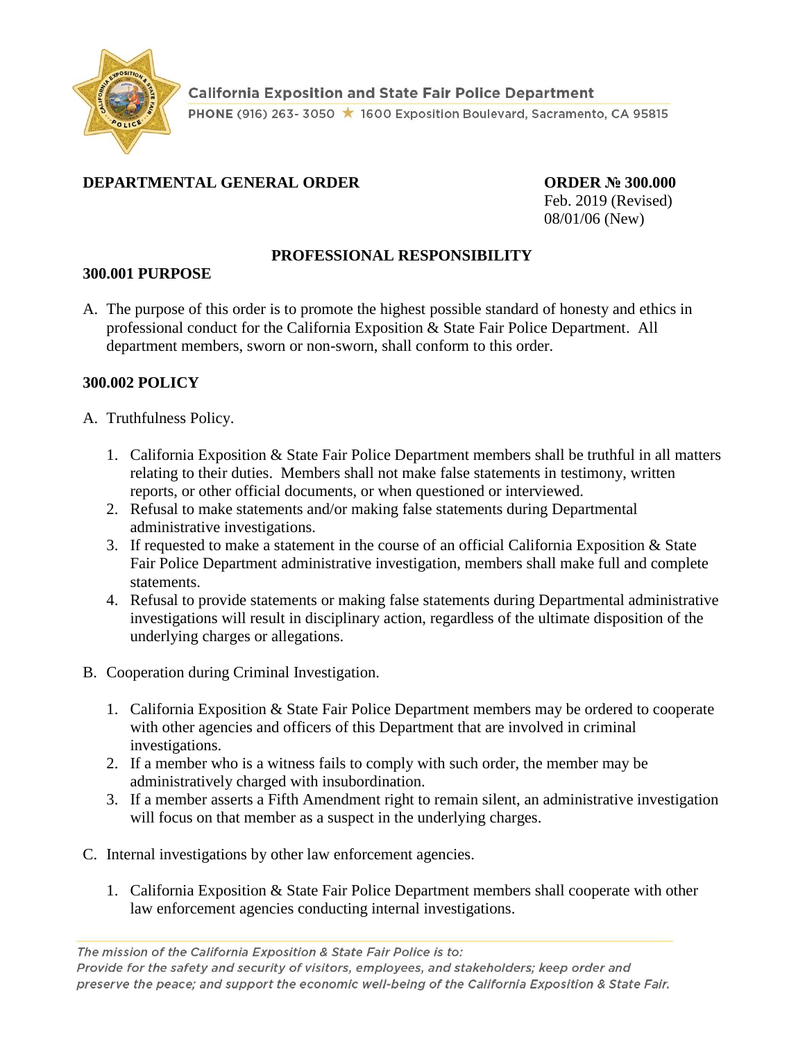California Exposition and State Fair Police Department

PHONE (916) 263- 3050 ★ 1600 Exposition Boulevard, Sacramento, CA 95815

**DEPARTMENTAL GENERAL ORDER**

**ORDER № 300.000**
Feb. 2019 (Revised)
08/01/06 (New)

## PROFESSIONAL RESPONSIBILITY

### 300.001 PURPOSE

A. The purpose of this order is to promote the highest possible standard of honesty and ethics in professional conduct for the California Exposition & State Fair Police Department. All department members, sworn or non-sworn, shall conform to this order.

### 300.002 POLICY

A. Truthfulness Policy.

1. California Exposition & State Fair Police Department members shall be truthful in all matters relating to their duties. Members shall not make false statements in testimony, written reports, or other official documents, or when questioned or interviewed.
2. Refusal to make statements and/or making false statements during Departmental administrative investigations.
3. If requested to make a statement in the course of an official California Exposition & State Fair Police Department administrative investigation, members shall make full and complete statements.
4. Refusal to provide statements or making false statements during Departmental administrative investigations will result in disciplinary action, regardless of the ultimate disposition of the underlying charges or allegations.

B. Cooperation during Criminal Investigation.

1. California Exposition & State Fair Police Department members may be ordered to cooperate with other agencies and officers of this Department that are involved in criminal investigations.
2. If a member who is a witness fails to comply with such order, the member may be administratively charged with insubordination.
3. If a member asserts a Fifth Amendment right to remain silent, an administrative investigation will focus on that member as a suspect in the underlying charges.

C. Internal investigations by other law enforcement agencies.

1. California Exposition & State Fair Police Department members shall cooperate with other law enforcement agencies conducting internal investigations.

*The mission of the California Exposition & State Fair Police is to:*
*Provide for the safety and security of visitors, employees, and stakeholders; keep order and preserve the peace; and support the economic well-being of the California Exposition & State Fair.*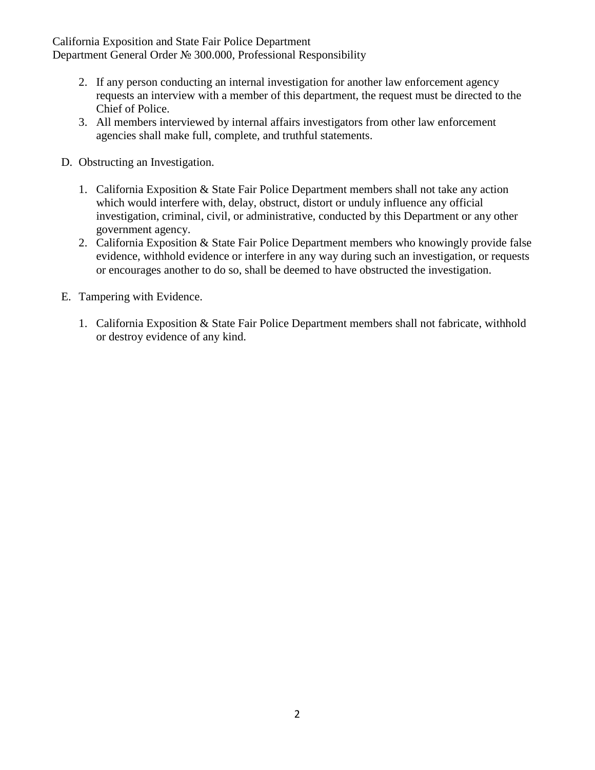2. If any person conducting an internal investigation for another law enforcement agency requests an interview with a member of this department, the request must be directed to the Chief of Police.
3. All members interviewed by internal affairs investigators from other law enforcement agencies shall make full, complete, and truthful statements.

D. Obstructing an Investigation.

1. California Exposition & State Fair Police Department members shall not take any action which would interfere with, delay, obstruct, distort or unduly influence any official investigation, criminal, civil, or administrative, conducted by this Department or any other government agency.
2. California Exposition & State Fair Police Department members who knowingly provide false evidence, withhold evidence or interfere in any way during such an investigation, or requests or encourages another to do so, shall be deemed to have obstructed the investigation.

E. Tampering with Evidence.

1. California Exposition & State Fair Police Department members shall not fabricate, withhold or destroy evidence of any kind.